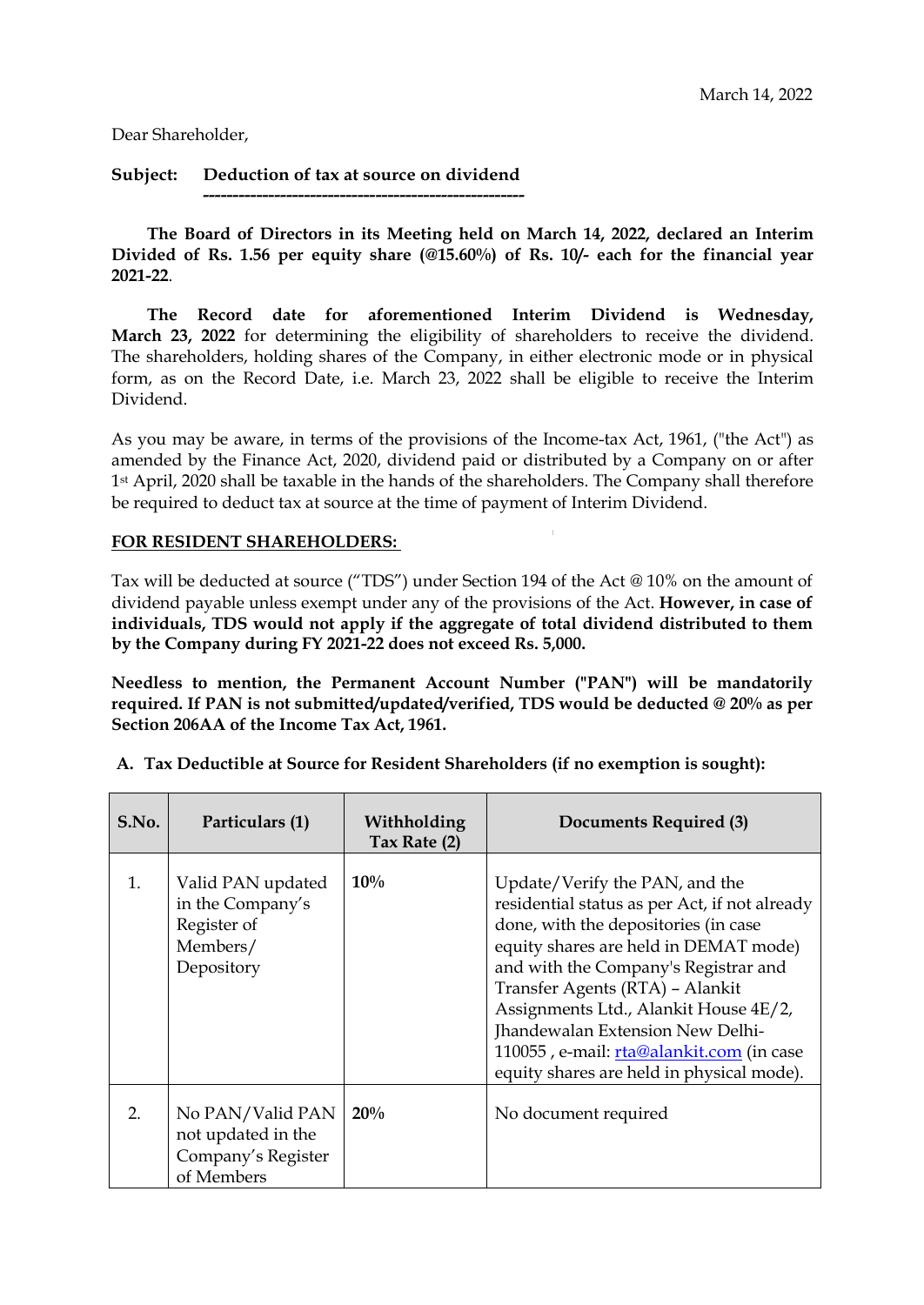March 14, 2022

Dear Shareholder,

**Subject: Deduction of tax at source on dividend**

**The Board of Directors in its Meeting held on March 14, 2022, declared an Interim Divided of Rs. 1.56 per equity share (@15.60%) of Rs. 10/- each for the financial year 2021-22**.

**The Record date for aforementioned Interim Dividend is Wednesday, March 23, 2022** for determining the eligibility of shareholders to receive the dividend. The shareholders, holding shares of the Company, in either electronic mode or in physical form, as on the Record Date, i.e. March 23, 2022 shall be eligible to receive the Interim Dividend.

As you may be aware, in terms of the provisions of the Income-tax Act, 1961, ("the Act") as amended by the Finance Act, 2020, dividend paid or distributed by a Company on or after 1st April, 2020 shall be taxable in the hands of the shareholders. The Company shall therefore be required to deduct tax at source at the time of payment of Interim Dividend.

**FOR RESIDENT SHAREHOLDERS:**

Tax will be deducted at source ("TDS") under Section 194 of the Act @ 10% on the amount of dividend payable unless exempt under any of the provisions of the Act. **However, in case of individuals, TDS would not apply if the aggregate of total dividend distributed to them by the Company during FY 2021-22 does not exceed Rs. 5,000.**

**Needless to mention, the Permanent Account Number ("PAN") will be mandatorily required. If PAN is not submitted/updated/verified, TDS would be deducted @ 20% as per Section 206AA of the Income Tax Act, 1961.**

**A. Tax Deductible at Source for Resident Shareholders (if no exemption is sought):**

| S.No. | Particulars (1) | Withholding Tax Rate (2) | Documents Required (3) |
|---|---|---|---|
| 1. | Valid PAN updated in the Company's Register of Members/ Depository | **10%** | Update/Verify the PAN, and the residential status as per Act, if not already done, with the depositories (in case equity shares are held in DEMAT mode) and with the Company's Registrar and Transfer Agents (RTA) – Alankit Assignments Ltd., Alankit House 4E/2, Jhandewalan Extension New Delhi-110055 , e-mail: rta@alankit.com (in case equity shares are held in physical mode). |
| 2. | No PAN/Valid PAN not updated in the Company's Register of Members | **20%** | No document required |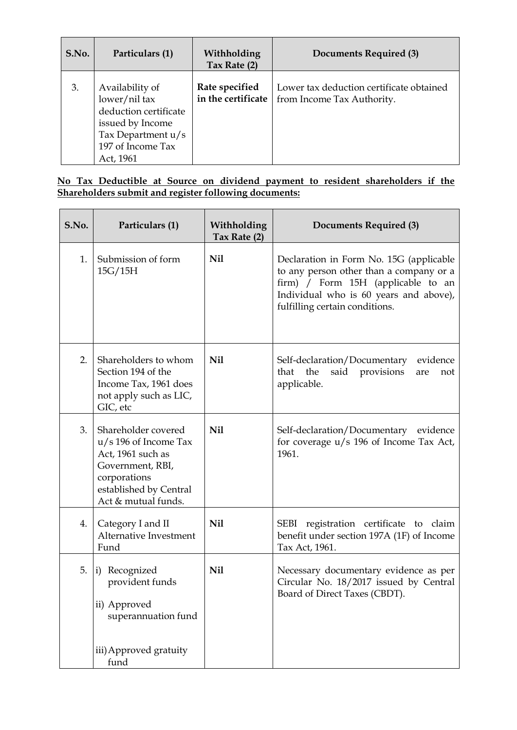| S.No. | Particulars (1) | Withholding Tax Rate (2) | Documents Required (3) |
|---|---|---|---|
| 3. | Availability of lower/nil tax deduction certificate issued by Income Tax Department u/s 197 of Income Tax Act, 1961 | **Rate specified in the certificate** | Lower tax deduction certificate obtained from Income Tax Authority. |

**No Tax Deductible at Source on dividend payment to resident shareholders if the Shareholders submit and register following documents:**

| S.No. | Particulars (1) | Withholding Tax Rate (2) | Documents Required (3) |
|---|---|---|---|
| 1. | Submission of form 15G/15H | **Nil** | Declaration in Form No. 15G (applicable to any person other than a company or a firm) / Form 15H (applicable to an Individual who is 60 years and above), fulfilling certain conditions. |
| 2. | Shareholders to whom Section 194 of the Income Tax, 1961 does not apply such as LIC, GIC, etc | **Nil** | Self-declaration/Documentary evidence that the said provisions are not applicable. |
| 3. | Shareholder covered u/s 196 of Income Tax Act, 1961 such as Government, RBI, corporations established by Central Act & mutual funds. | **Nil** | Self-declaration/Documentary evidence for coverage u/s 196 of Income Tax Act, 1961. |
| 4. | Category I and II Alternative Investment Fund | **Nil** | SEBI registration certificate to claim benefit under section 197A (1F) of Income Tax Act, 1961. |
| 5. | i) Recognized provident funds<br>ii) Approved superannuation fund<br>iii) Approved gratuity fund | **Nil** | Necessary documentary evidence as per Circular No. 18/2017 issued by Central Board of Direct Taxes (CBDT). |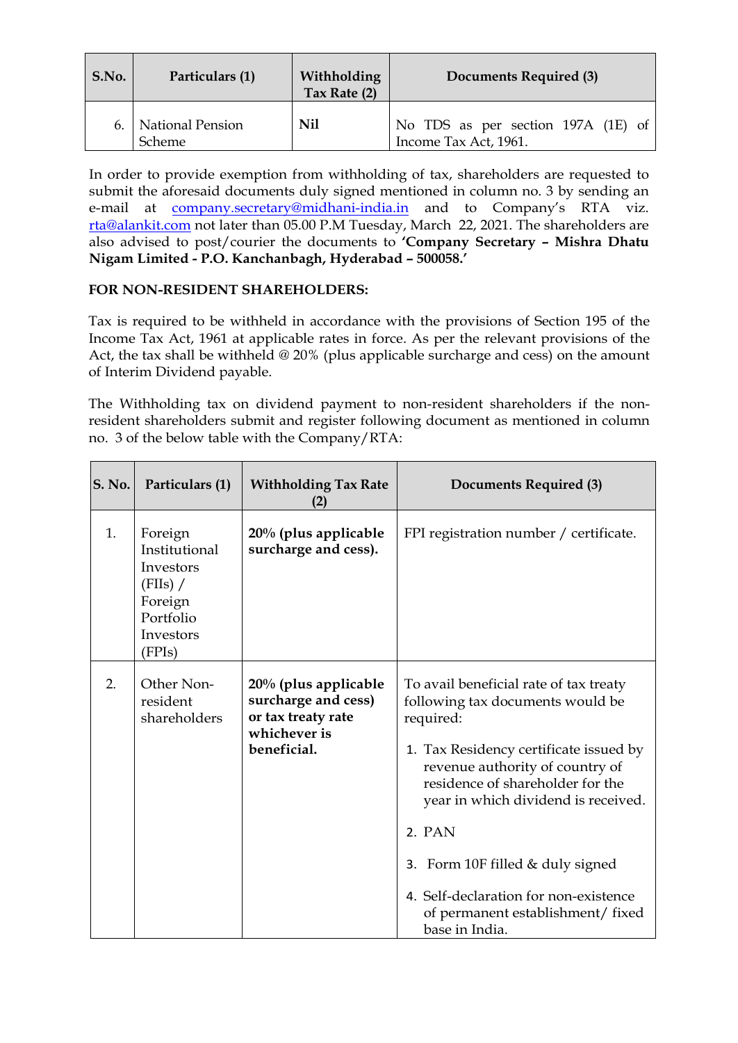| S.No. | Particulars (1) | Withholding Tax Rate (2) | Documents Required (3) |
|---|---|---|---|
| 6. | National Pension Scheme | **Nil** | No TDS as per section 197A (1E) of Income Tax Act, 1961. |

In order to provide exemption from withholding of tax, shareholders are requested to submit the aforesaid documents duly signed mentioned in column no. 3 by sending an e-mail at company.secretary@midhani-india.in and to Company's RTA viz. rta@alankit.com not later than 05.00 P.M Tuesday, March 22, 2021. The shareholders are also advised to post/courier the documents to **'Company Secretary – Mishra Dhatu Nigam Limited - P.O. Kanchanbagh, Hyderabad – 500058.'**

**FOR NON-RESIDENT SHAREHOLDERS:**

Tax is required to be withheld in accordance with the provisions of Section 195 of the Income Tax Act, 1961 at applicable rates in force. As per the relevant provisions of the Act, the tax shall be withheld @ 20% (plus applicable surcharge and cess) on the amount of Interim Dividend payable.

The Withholding tax on dividend payment to non-resident shareholders if the non-resident shareholders submit and register following document as mentioned in column no. 3 of the below table with the Company/RTA:

| S. No. | Particulars (1) | Withholding Tax Rate (2) | Documents Required (3) |
|---|---|---|---|
| 1. | Foreign Institutional Investors (FIIs) / Foreign Portfolio Investors (FPIs) | **20% (plus applicable surcharge and cess).** | FPI registration number / certificate. |
| 2. | Other Non-resident shareholders | **20% (plus applicable surcharge and cess) or tax treaty rate whichever is beneficial.** | To avail beneficial rate of tax treaty following tax documents would be required: 1. Tax Residency certificate issued by revenue authority of country of residence of shareholder for the year in which dividend is received. 2. PAN 3. Form 10F filled & duly signed 4. Self-declaration for non-existence of permanent establishment/ fixed base in India. |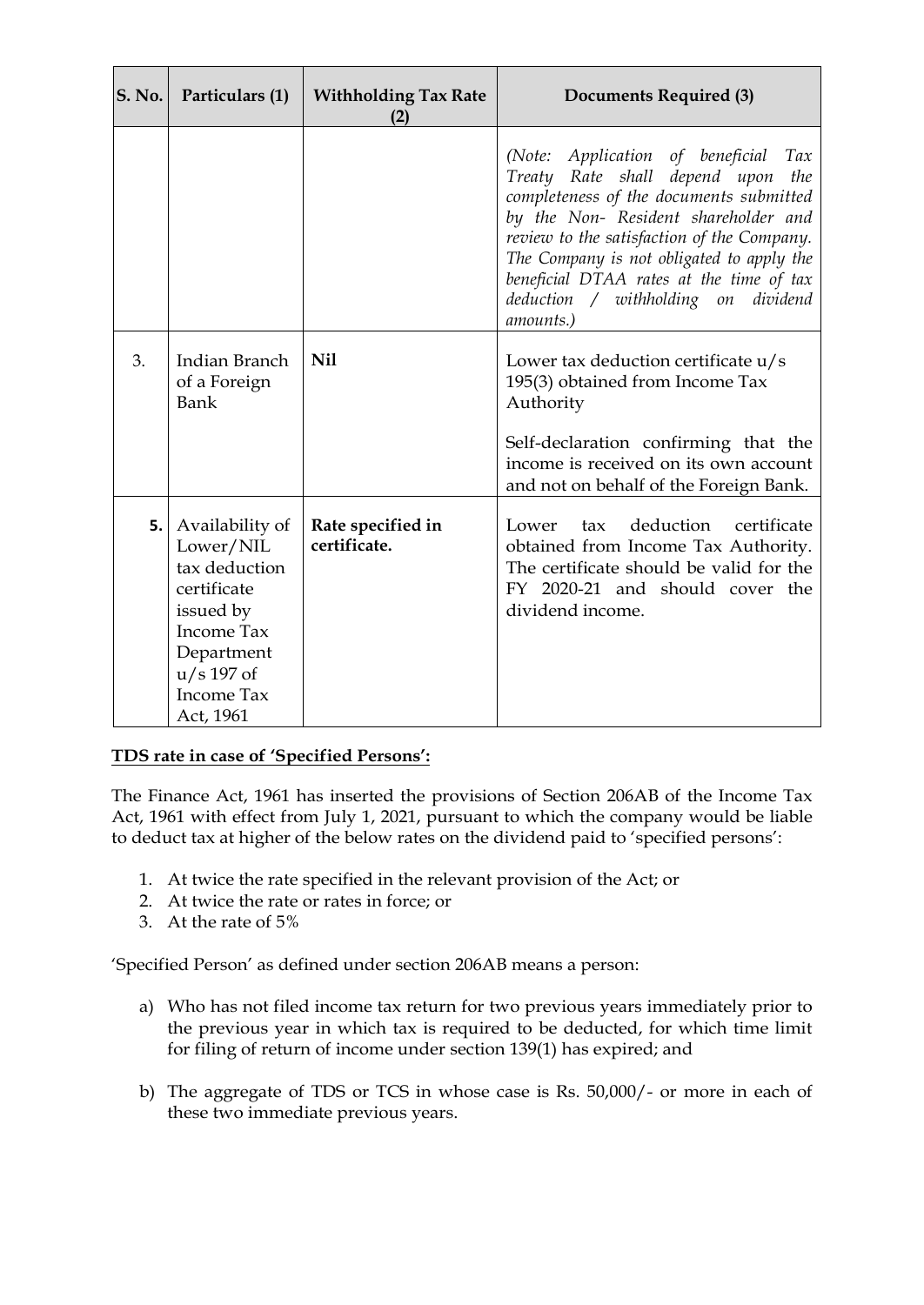| S. No. | Particulars (1) | Withholding Tax Rate (2) | Documents Required (3) |
|---|---|---|---|
| | | | *(Note: Application of beneficial Tax Treaty Rate shall depend upon the completeness of the documents submitted by the Non- Resident shareholder and review to the satisfaction of the Company. The Company is not obligated to apply the beneficial DTAA rates at the time of tax deduction / withholding on dividend amounts.)* |
| 3. | Indian Branch of a Foreign Bank | **Nil** | Lower tax deduction certificate u/s 195(3) obtained from Income Tax Authority<br><br>Self-declaration confirming that the income is received on its own account and not on behalf of the Foreign Bank. |
| **5.** | Availability of Lower/NIL tax deduction certificate issued by Income Tax Department u/s 197 of Income Tax Act, 1961 | **Rate specified in certificate.** | Lower tax deduction certificate obtained from Income Tax Authority. The certificate should be valid for the FY 2020-21 and should cover the dividend income. |

**<u>TDS rate in case of 'Specified Persons':</u>**

The Finance Act, 1961 has inserted the provisions of Section 206AB of the Income Tax Act, 1961 with effect from July 1, 2021, pursuant to which the company would be liable to deduct tax at higher of the below rates on the dividend paid to 'specified persons':

1. At twice the rate specified in the relevant provision of the Act; or
2. At twice the rate or rates in force; or
3. At the rate of 5%

'Specified Person' as defined under section 206AB means a person:

a) Who has not filed income tax return for two previous years immediately prior to the previous year in which tax is required to be deducted, for which time limit for filing of return of income under section 139(1) has expired; and

b) The aggregate of TDS or TCS in whose case is Rs. 50,000/- or more in each of these two immediate previous years.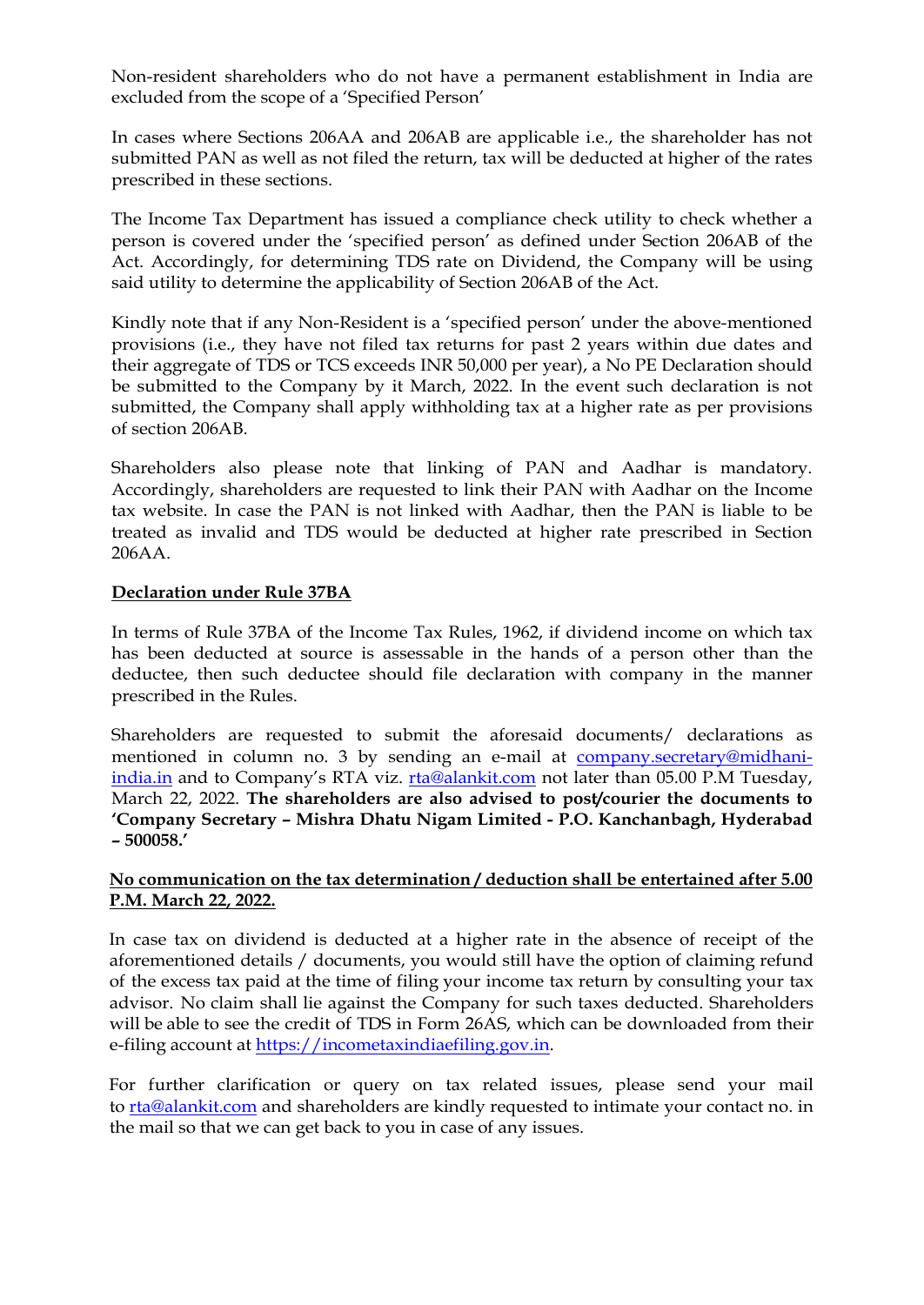Non-resident shareholders who do not have a permanent establishment in India are excluded from the scope of a 'Specified Person'

In cases where Sections 206AA and 206AB are applicable i.e., the shareholder has not submitted PAN as well as not filed the return, tax will be deducted at higher of the rates prescribed in these sections.

The Income Tax Department has issued a compliance check utility to check whether a person is covered under the 'specified person' as defined under Section 206AB of the Act. Accordingly, for determining TDS rate on Dividend, the Company will be using said utility to determine the applicability of Section 206AB of the Act.

Kindly note that if any Non-Resident is a 'specified person' under the above-mentioned provisions (i.e., they have not filed tax returns for past 2 years within due dates and their aggregate of TDS or TCS exceeds INR 50,000 per year), a No PE Declaration should be submitted to the Company by it March, 2022. In the event such declaration is not submitted, the Company shall apply withholding tax at a higher rate as per provisions of section 206AB.

Shareholders also please note that linking of PAN and Aadhar is mandatory. Accordingly, shareholders are requested to link their PAN with Aadhar on the Income tax website. In case the PAN is not linked with Aadhar, then the PAN is liable to be treated as invalid and TDS would be deducted at higher rate prescribed in Section 206AA.

**Declaration under Rule 37BA**

In terms of Rule 37BA of the Income Tax Rules, 1962, if dividend income on which tax has been deducted at source is assessable in the hands of a person other than the deductee, then such deductee should file declaration with company in the manner prescribed in the Rules.

Shareholders are requested to submit the aforesaid documents/ declarations as mentioned in column no. 3 by sending an e-mail at company.secretary@midhani-india.in and to Company's RTA viz. rta@alankit.com not later than 05.00 P.M Tuesday, March 22, 2022. **The shareholders are also advised to post/courier the documents to 'Company Secretary – Mishra Dhatu Nigam Limited - P.O. Kanchanbagh, Hyderabad – 500058.'**

**No communication on the tax determination / deduction shall be entertained after 5.00 P.M. March 22, 2022.**

In case tax on dividend is deducted at a higher rate in the absence of receipt of the aforementioned details / documents, you would still have the option of claiming refund of the excess tax paid at the time of filing your income tax return by consulting your tax advisor. No claim shall lie against the Company for such taxes deducted. Shareholders will be able to see the credit of TDS in Form 26AS, which can be downloaded from their e-filing account at https://incometaxindiaefiling.gov.in.

For further clarification or query on tax related issues, please send your mail to rta@alankit.com and shareholders are kindly requested to intimate your contact no. in the mail so that we can get back to you in case of any issues.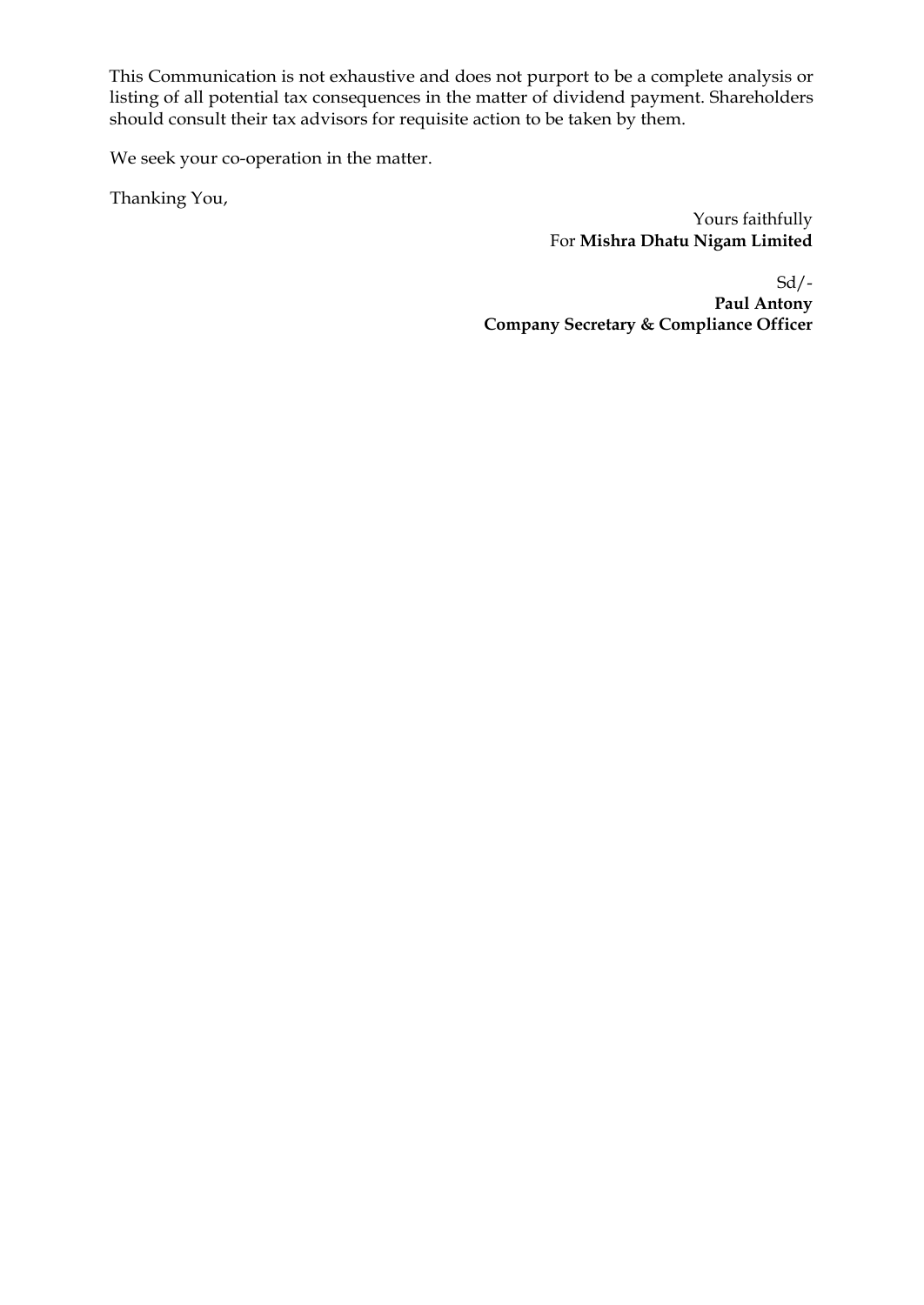This Communication is not exhaustive and does not purport to be a complete analysis or listing of all potential tax consequences in the matter of dividend payment. Shareholders should consult their tax advisors for requisite action to be taken by them.

We seek your co-operation in the matter.

Thanking You,

Yours faithfully
For **Mishra Dhatu Nigam Limited**

Sd/-
**Paul Antony**
**Company Secretary & Compliance Officer**